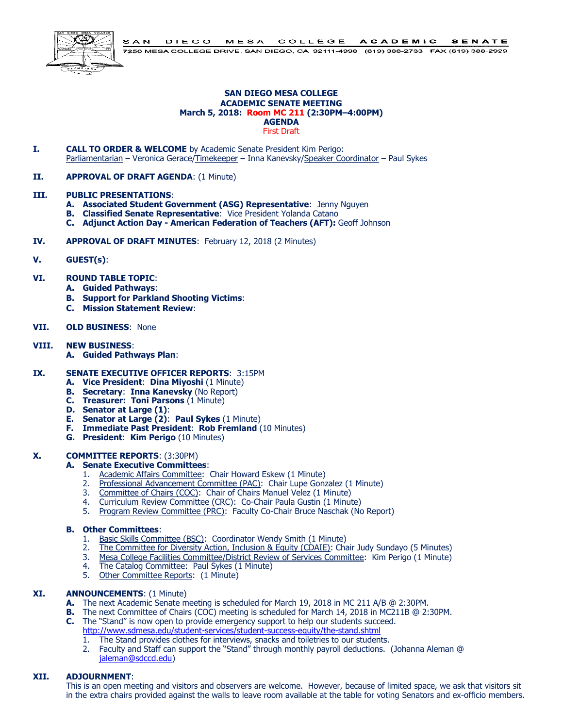SAN DIEGO MESA COLLEGE ACADEMIC SENATE
7250 MESA COLLEGE DRIVE, SAN DIEGO, CA 92111-4998 (619) 388-2733 FAX (619) 388-2929

# SAN DIEGO MESA COLLEGE
## ACADEMIC SENATE MEETING
### March 5, 2018: Room MC 211 (2:30PM–4:00PM)
### AGENDA
First Draft

**I. CALL TO ORDER & WELCOME** by Academic Senate President Kim Perigo:
Parliamentarian – Veronica Gerace/Timekeeper – Inna Kanevsky/Speaker Coordinator – Paul Sykes

**II. APPROVAL OF DRAFT AGENDA**: (1 Minute)

**III. PUBLIC PRESENTATIONS**:
- **A. Associated Student Government (ASG) Representative**: Jenny Nguyen
- **B. Classified Senate Representative**: Vice President Yolanda Catano
- **C. Adjunct Action Day - American Federation of Teachers (AFT):** Geoff Johnson

**IV. APPROVAL OF DRAFT MINUTES**: February 12, 2018 (2 Minutes)

**V. GUEST(s)**:

**VI. ROUND TABLE TOPIC**:
- **A. Guided Pathways**:
- **B. Support for Parkland Shooting Victims**:
- **C. Mission Statement Review**:

**VII. OLD BUSINESS**: None

**VIII. NEW BUSINESS**:
- **A. Guided Pathways Plan**:

**IX. SENATE EXECUTIVE OFFICER REPORTS**: 3:15PM
- **A. Vice President**: **Dina Miyoshi** (1 Minute)
- **B. Secretary**: **Inna Kanevsky** (No Report)
- **C. Treasurer: Toni Parsons** (1 Minute)
- **D. Senator at Large (1)**:
- **E. Senator at Large (2)**: **Paul Sykes** (1 Minute)
- **F. Immediate Past President**: **Rob Fremland** (10 Minutes)
- **G. President**: **Kim Perigo** (10 Minutes)

**X. COMMITTEE REPORTS**: (3:30PM)
- **A. Senate Executive Committees**:
  1. Academic Affairs Committee: Chair Howard Eskew (1 Minute)
  2. Professional Advancement Committee (PAC): Chair Lupe Gonzalez (1 Minute)
  3. Committee of Chairs (COC): Chair of Chairs Manuel Velez (1 Minute)
  4. Curriculum Review Committee (CRC): Co-Chair Paula Gustin (1 Minute)
  5. Program Review Committee (PRC): Faculty Co-Chair Bruce Naschak (No Report)
- **B. Other Committees**:
  1. Basic Skills Committee (BSC): Coordinator Wendy Smith (1 Minute)
  2. The Committee for Diversity Action, Inclusion & Equity (CDAIE): Chair Judy Sundayo (5 Minutes)
  3. Mesa College Facilities Committee/District Review of Services Committee: Kim Perigo (1 Minute)
  4. The Catalog Committee: Paul Sykes (1 Minute)
  5. Other Committee Reports: (1 Minute)

**XI. ANNOUNCEMENTS**: (1 Minute)
- **A.** The next Academic Senate meeting is scheduled for March 19, 2018 in MC 211 A/B @ 2:30PM.
- **B.** The next Committee of Chairs (COC) meeting is scheduled for March 14, 2018 in MC211B @ 2:30PM.
- **C.** The "Stand" is now open to provide emergency support to help our students succeed.
  http://www.sdmesa.edu/student-services/student-success-equity/the-stand.shtml
  1. The Stand provides clothes for interviews, snacks and toiletries to our students.
  2. Faculty and Staff can support the "Stand" through monthly payroll deductions. (Johanna Aleman @ jaleman@sdccd.edu)

**XII. ADJOURNMENT**:
This is an open meeting and visitors and observers are welcome. However, because of limited space, we ask that visitors sit in the extra chairs provided against the walls to leave room available at the table for voting Senators and ex-officio members.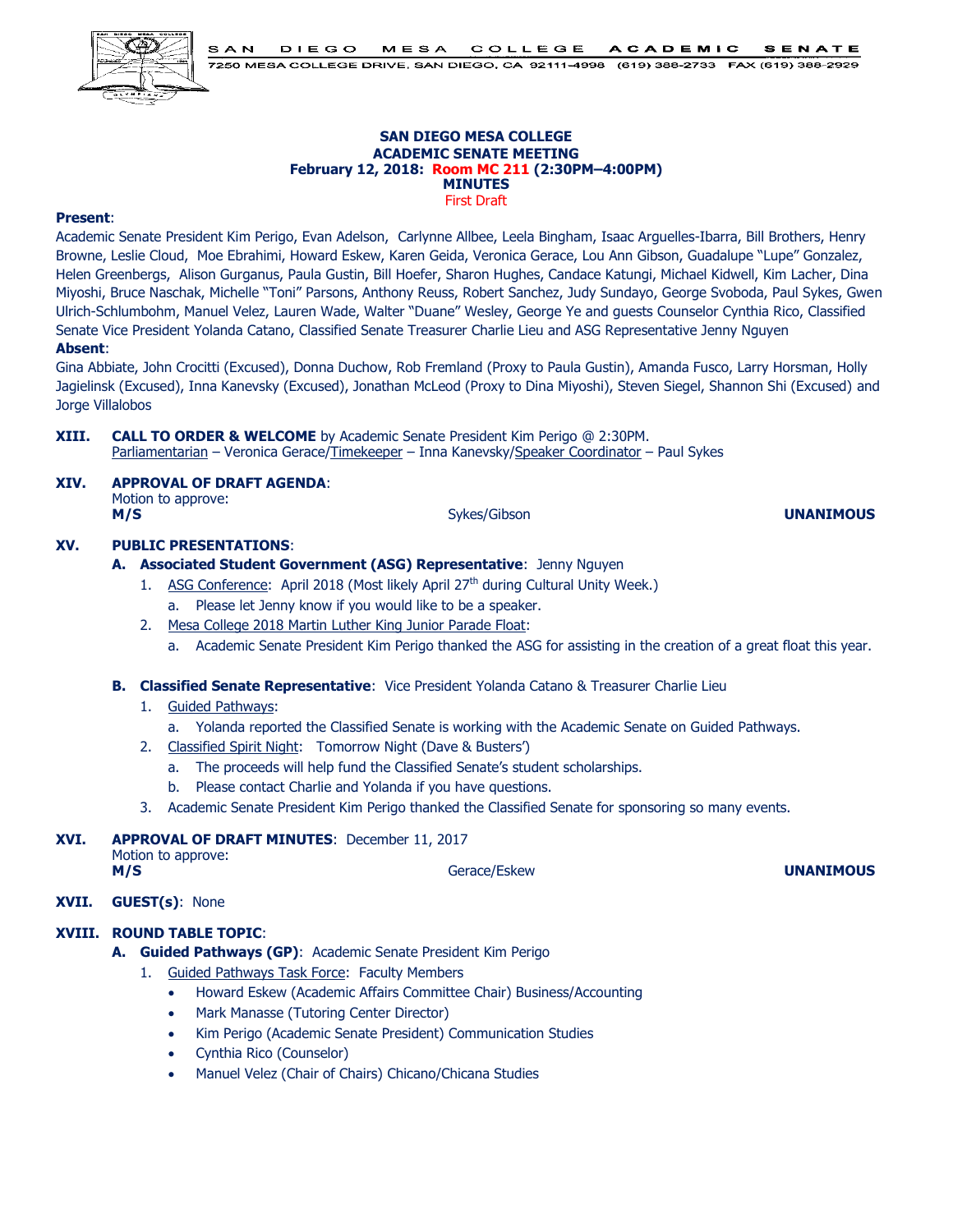SAN DIEGO MESA COLLEGE ACADEMIC SENATE
7250 MESA COLLEGE DRIVE, SAN DIEGO, CA 92111-4998 (619) 388-2733 FAX (619) 388-2929

**SAN DIEGO MESA COLLEGE**
**ACADEMIC SENATE MEETING**
**February 12, 2018: Room MC 211 (2:30PM–4:00PM)**
**MINUTES**
First Draft

**Present**:
Academic Senate President Kim Perigo, Evan Adelson, Carlynne Allbee, Leela Bingham, Isaac Arguelles-Ibarra, Bill Brothers, Henry Browne, Leslie Cloud, Moe Ebrahimi, Howard Eskew, Karen Geida, Veronica Gerace, Lou Ann Gibson, Guadalupe "Lupe" Gonzalez, Helen Greenbergs, Alison Gurganus, Paula Gustin, Bill Hoefer, Sharon Hughes, Candace Katungi, Michael Kidwell, Kim Lacher, Dina Miyoshi, Bruce Naschak, Michelle "Toni" Parsons, Anthony Reuss, Robert Sanchez, Judy Sundayo, George Svoboda, Paul Sykes, Gwen Ulrich-Schlumbohm, Manuel Velez, Lauren Wade, Walter "Duane" Wesley, George Ye and guests Counselor Cynthia Rico, Classified Senate Vice President Yolanda Catano, Classified Senate Treasurer Charlie Lieu and ASG Representative Jenny Nguyen

**Absent**:
Gina Abbiate, John Crocitti (Excused), Donna Duchow, Rob Fremland (Proxy to Paula Gustin), Amanda Fusco, Larry Horsman, Holly Jagielinsk (Excused), Inna Kanevsky (Excused), Jonathan McLeod (Proxy to Dina Miyoshi), Steven Siegel, Shannon Shi (Excused) and Jorge Villalobos

**XIII. CALL TO ORDER & WELCOME** by Academic Senate President Kim Perigo @ 2:30PM.
Parliamentarian – Veronica Gerace/Timekeeper – Inna Kanevsky/Speaker Coordinator – Paul Sykes

**XIV. APPROVAL OF DRAFT AGENDA**:
Motion to approve:
**M/S** Sykes/Gibson **UNANIMOUS**

**XV. PUBLIC PRESENTATIONS**:

**A. Associated Student Government (ASG) Representative**: Jenny Nguyen

1. ASG Conference: April 2018 (Most likely April 27th during Cultural Unity Week.)
   a. Please let Jenny know if you would like to be a speaker.
2. Mesa College 2018 Martin Luther King Junior Parade Float:
   a. Academic Senate President Kim Perigo thanked the ASG for assisting in the creation of a great float this year.

**B. Classified Senate Representative**: Vice President Yolanda Catano & Treasurer Charlie Lieu

1. Guided Pathways:
   a. Yolanda reported the Classified Senate is working with the Academic Senate on Guided Pathways.
2. Classified Spirit Night: Tomorrow Night (Dave & Busters')
   a. The proceeds will help fund the Classified Senate's student scholarships.
   b. Please contact Charlie and Yolanda if you have questions.
3. Academic Senate President Kim Perigo thanked the Classified Senate for sponsoring so many events.

**XVI. APPROVAL OF DRAFT MINUTES**: December 11, 2017
Motion to approve:
**M/S** Gerace/Eskew **UNANIMOUS**

**XVII. GUEST(s)**: None

**XVIII. ROUND TABLE TOPIC**:

**A. Guided Pathways (GP)**: Academic Senate President Kim Perigo

1. Guided Pathways Task Force: Faculty Members
   - Howard Eskew (Academic Affairs Committee Chair) Business/Accounting
   - Mark Manasse (Tutoring Center Director)
   - Kim Perigo (Academic Senate President) Communication Studies
   - Cynthia Rico (Counselor)
   - Manuel Velez (Chair of Chairs) Chicano/Chicana Studies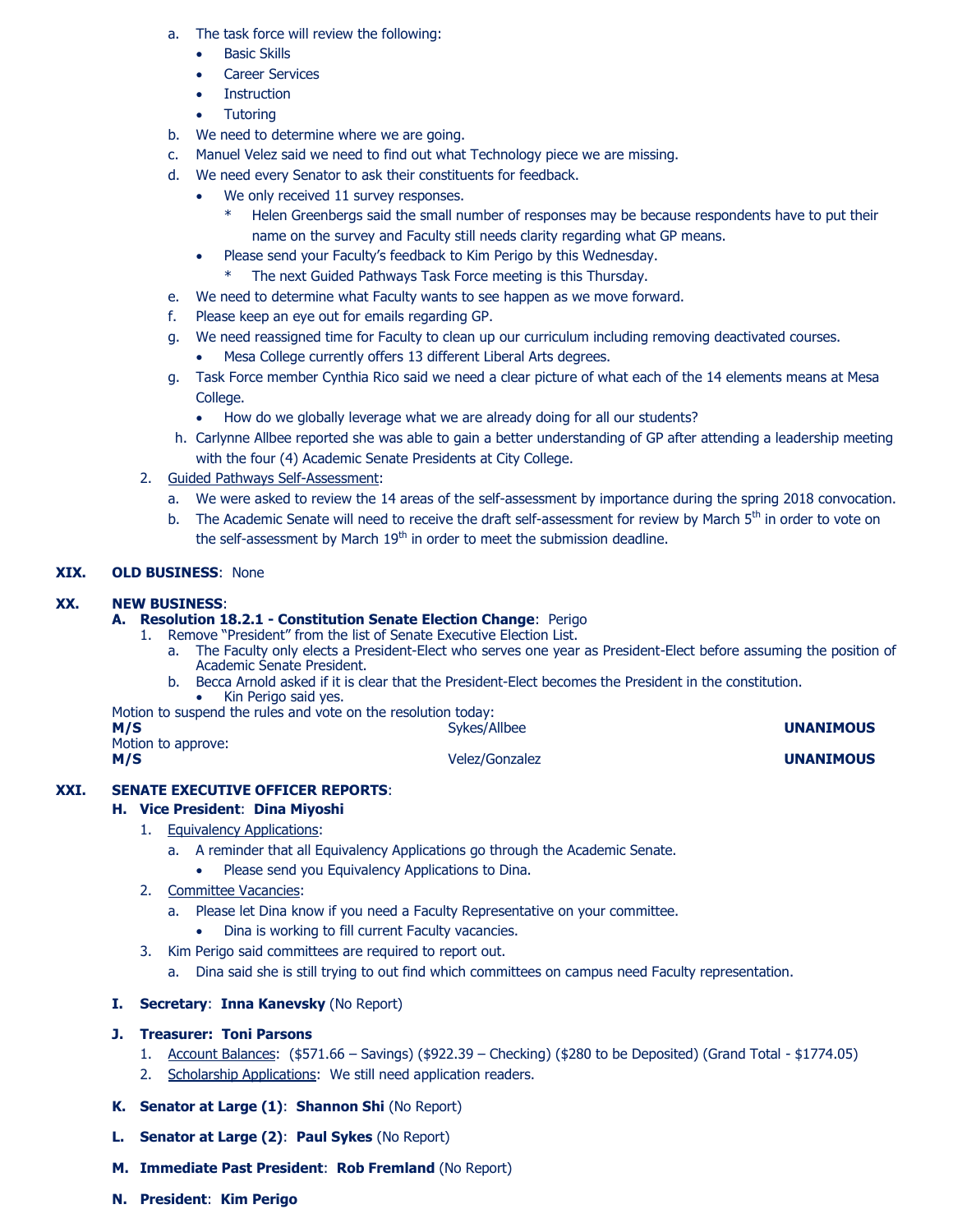a. The task force will review the following:
    - Basic Skills
    - Career Services
    - Instruction
    - Tutoring

b. We need to determine where we are going.

c. Manuel Velez said we need to find out what Technology piece we are missing.

d. We need every Senator to ask their constituents for feedback.
    - We only received 11 survey responses.
        * Helen Greenbergs said the small number of responses may be because respondents have to put their name on the survey and Faculty still needs clarity regarding what GP means.
    - Please send your Faculty's feedback to Kim Perigo by this Wednesday.
        * The next Guided Pathways Task Force meeting is this Thursday.

e. We need to determine what Faculty wants to see happen as we move forward.

f. Please keep an eye out for emails regarding GP.

g. We need reassigned time for Faculty to clean up our curriculum including removing deactivated courses.
    - Mesa College currently offers 13 different Liberal Arts degrees.

g. Task Force member Cynthia Rico said we need a clear picture of what each of the 14 elements means at Mesa College.
    - How do we globally leverage what we are already doing for all our students?

h. Carlynne Allbee reported she was able to gain a better understanding of GP after attending a leadership meeting with the four (4) Academic Senate Presidents at City College.

2. Guided Pathways Self-Assessment:
    a. We were asked to review the 14 areas of the self-assessment by importance during the spring 2018 convocation.
    b. The Academic Senate will need to receive the draft self-assessment for review by March 5th in order to vote on the self-assessment by March 19th in order to meet the submission deadline.

**XIX. OLD BUSINESS**: None

**XX. NEW BUSINESS**:

**A. Resolution 18.2.1 - Constitution Senate Election Change**: Perigo

1. Remove "President" from the list of Senate Executive Election List.
    a. The Faculty only elects a President-Elect who serves one year as President-Elect before assuming the position of Academic Senate President.
    b. Becca Arnold asked if it is clear that the President-Elect becomes the President in the constitution.
        - Kin Perigo said yes.

Motion to suspend the rules and vote on the resolution today:

| **M/S** | Sykes/Allbee | **UNANIMOUS** |
|---|---|---|

Motion to approve:

| **M/S** | Velez/Gonzalez | **UNANIMOUS** |
|---|---|---|

**XXI. SENATE EXECUTIVE OFFICER REPORTS**:

**H. Vice President**: **Dina Miyoshi**

1. Equivalency Applications:
    a. A reminder that all Equivalency Applications go through the Academic Senate.
        - Please send you Equivalency Applications to Dina.
2. Committee Vacancies:
    a. Please let Dina know if you need a Faculty Representative on your committee.
        - Dina is working to fill current Faculty vacancies.
3. Kim Perigo said committees are required to report out.
    a. Dina said she is still trying to out find which committees on campus need Faculty representation.

**I. Secretary**: **Inna Kanevsky** (No Report)

**J. Treasurer: Toni Parsons**

1. Account Balances: ($571.66 – Savings) ($922.39 – Checking) ($280 to be Deposited) (Grand Total - $1774.05)
2. Scholarship Applications: We still need application readers.

**K. Senator at Large (1)**: **Shannon Shi** (No Report)

**L. Senator at Large (2)**: **Paul Sykes** (No Report)

**M. Immediate Past President**: **Rob Fremland** (No Report)

**N. President**: **Kim Perigo**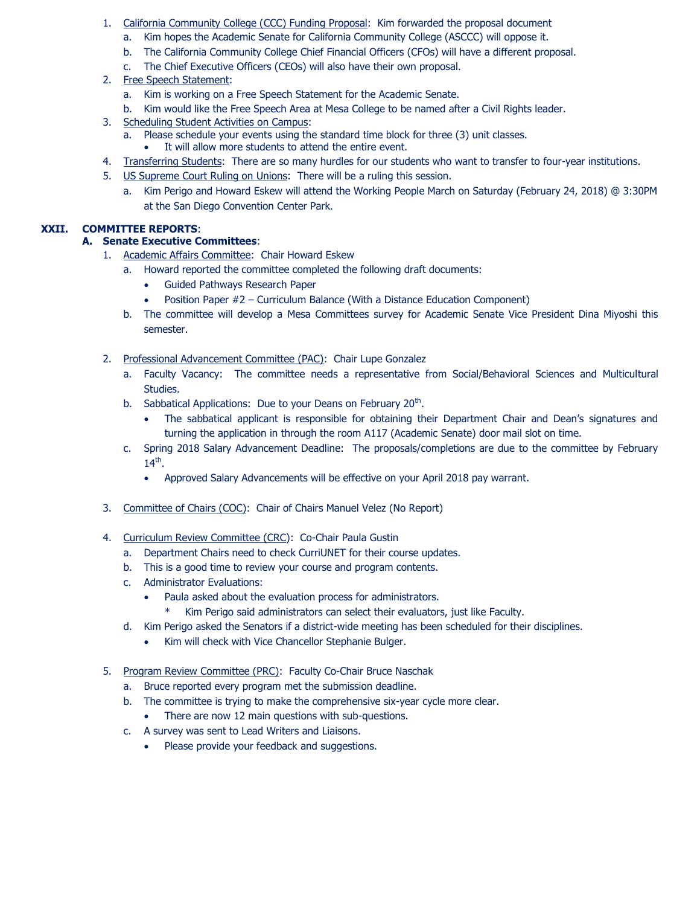1. California Community College (CCC) Funding Proposal: Kim forwarded the proposal document
   a. Kim hopes the Academic Senate for California Community College (ASCCC) will oppose it.
   b. The California Community College Chief Financial Officers (CFOs) will have a different proposal.
   c. The Chief Executive Officers (CEOs) will also have their own proposal.
2. Free Speech Statement:
   a. Kim is working on a Free Speech Statement for the Academic Senate.
   b. Kim would like the Free Speech Area at Mesa College to be named after a Civil Rights leader.
3. Scheduling Student Activities on Campus:
   a. Please schedule your events using the standard time block for three (3) unit classes.
      - It will allow more students to attend the entire event.
4. Transferring Students: There are so many hurdles for our students who want to transfer to four-year institutions.
5. US Supreme Court Ruling on Unions: There will be a ruling this session.
   a. Kim Perigo and Howard Eskew will attend the Working People March on Saturday (February 24, 2018) @ 3:30PM at the San Diego Convention Center Park.

## XXII. COMMITTEE REPORTS:

### A. Senate Executive Committees:

1. Academic Affairs Committee: Chair Howard Eskew
   a. Howard reported the committee completed the following draft documents:
      - Guided Pathways Research Paper
      - Position Paper #2 – Curriculum Balance (With a Distance Education Component)
   b. The committee will develop a Mesa Committees survey for Academic Senate Vice President Dina Miyoshi this semester.

2. Professional Advancement Committee (PAC): Chair Lupe Gonzalez
   a. Faculty Vacancy: The committee needs a representative from Social/Behavioral Sciences and Multicultural Studies.
   b. Sabbatical Applications: Due to your Deans on February 20th.
      - The sabbatical applicant is responsible for obtaining their Department Chair and Dean's signatures and turning the application in through the room A117 (Academic Senate) door mail slot on time.
   c. Spring 2018 Salary Advancement Deadline: The proposals/completions are due to the committee by February 14th.
      - Approved Salary Advancements will be effective on your April 2018 pay warrant.

3. Committee of Chairs (COC): Chair of Chairs Manuel Velez (No Report)

4. Curriculum Review Committee (CRC): Co-Chair Paula Gustin
   a. Department Chairs need to check CurriUNET for their course updates.
   b. This is a good time to review your course and program contents.
   c. Administrator Evaluations:
      - Paula asked about the evaluation process for administrators.
        * Kim Perigo said administrators can select their evaluators, just like Faculty.
   d. Kim Perigo asked the Senators if a district-wide meeting has been scheduled for their disciplines.
      - Kim will check with Vice Chancellor Stephanie Bulger.

5. Program Review Committee (PRC): Faculty Co-Chair Bruce Naschak
   a. Bruce reported every program met the submission deadline.
   b. The committee is trying to make the comprehensive six-year cycle more clear.
      - There are now 12 main questions with sub-questions.
   c. A survey was sent to Lead Writers and Liaisons.
      - Please provide your feedback and suggestions.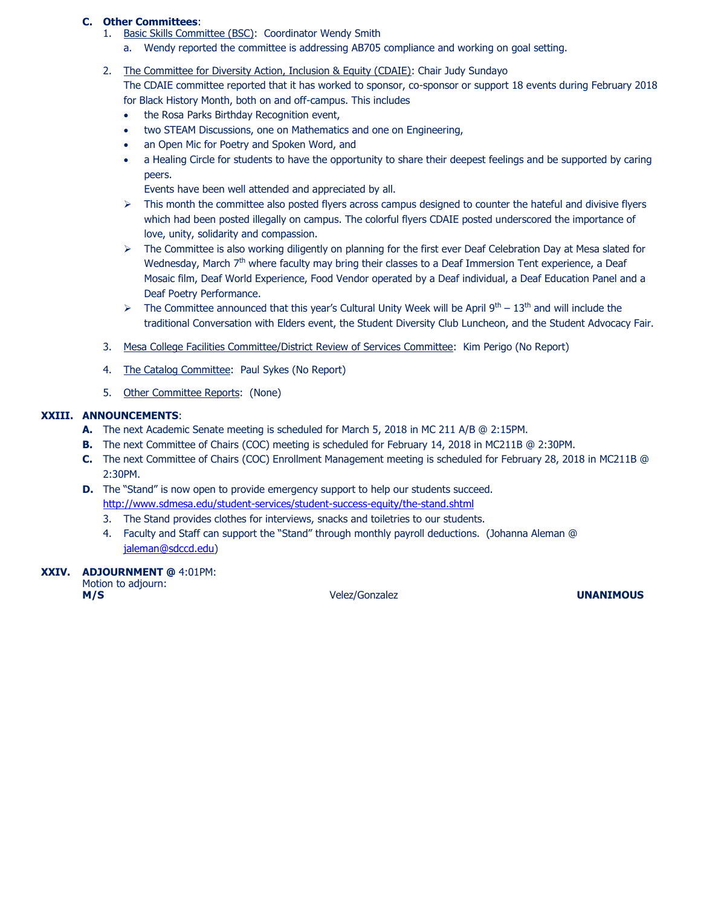**C. Other Committees**:

1. Basic Skills Committee (BSC): Coordinator Wendy Smith
   a. Wendy reported the committee is addressing AB705 compliance and working on goal setting.

2. The Committee for Diversity Action, Inclusion & Equity (CDAIE): Chair Judy Sundayo
   The CDAIE committee reported that it has worked to sponsor, co-sponsor or support 18 events during February 2018 for Black History Month, both on and off-campus. This includes
   - the Rosa Parks Birthday Recognition event,
   - two STEAM Discussions, one on Mathematics and one on Engineering,
   - an Open Mic for Poetry and Spoken Word, and
   - a Healing Circle for students to have the opportunity to share their deepest feelings and be supported by caring peers.

   Events have been well attended and appreciated by all.

   - This month the committee also posted flyers across campus designed to counter the hateful and divisive flyers which had been posted illegally on campus. The colorful flyers CDAIE posted underscored the importance of love, unity, solidarity and compassion.
   - The Committee is also working diligently on planning for the first ever Deaf Celebration Day at Mesa slated for Wednesday, March 7th where faculty may bring their classes to a Deaf Immersion Tent experience, a Deaf Mosaic film, Deaf World Experience, Food Vendor operated by a Deaf individual, a Deaf Education Panel and a Deaf Poetry Performance.
   - The Committee announced that this year's Cultural Unity Week will be April 9th – 13th and will include the traditional Conversation with Elders event, the Student Diversity Club Luncheon, and the Student Advocacy Fair.

3. Mesa College Facilities Committee/District Review of Services Committee: Kim Perigo (No Report)

4. The Catalog Committee: Paul Sykes (No Report)

5. Other Committee Reports: (None)

## XXIII. ANNOUNCEMENTS:

**A.** The next Academic Senate meeting is scheduled for March 5, 2018 in MC 211 A/B @ 2:15PM.

**B.** The next Committee of Chairs (COC) meeting is scheduled for February 14, 2018 in MC211B @ 2:30PM.

**C.** The next Committee of Chairs (COC) Enrollment Management meeting is scheduled for February 28, 2018 in MC211B @ 2:30PM.

**D.** The "Stand" is now open to provide emergency support to help our students succeed.
http://www.sdmesa.edu/student-services/student-success-equity/the-stand.shtml

3. The Stand provides clothes for interviews, snacks and toiletries to our students.
4. Faculty and Staff can support the "Stand" through monthly payroll deductions. (Johanna Aleman @ jaleman@sdccd.edu)

## XXIV. ADJOURNMENT @ 4:01PM:

Motion to adjourn:

**M/S** Velez/Gonzalez **UNANIMOUS**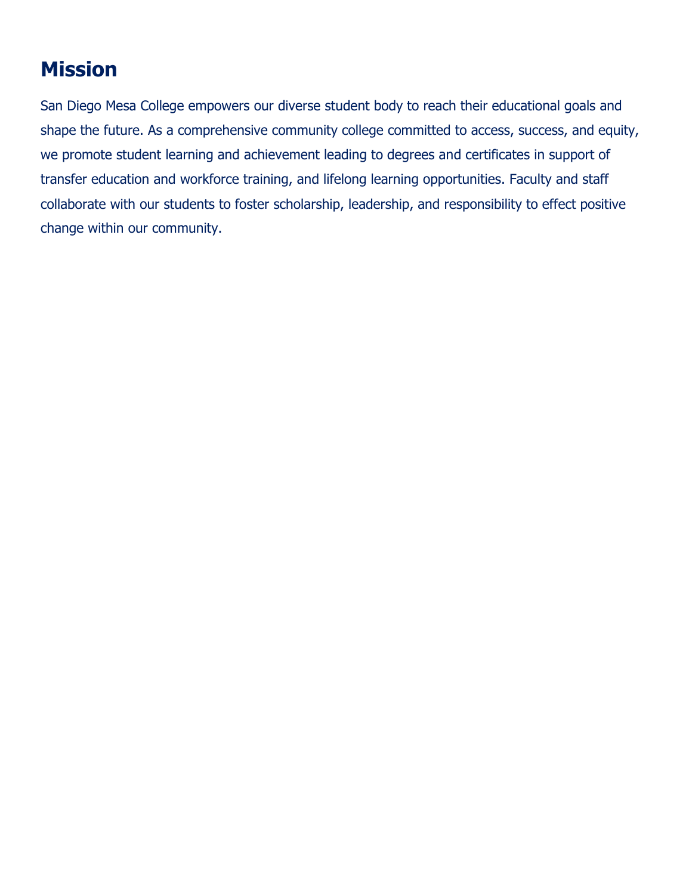## Mission

San Diego Mesa College empowers our diverse student body to reach their educational goals and shape the future. As a comprehensive community college committed to access, success, and equity, we promote student learning and achievement leading to degrees and certificates in support of transfer education and workforce training, and lifelong learning opportunities. Faculty and staff collaborate with our students to foster scholarship, leadership, and responsibility to effect positive change within our community.